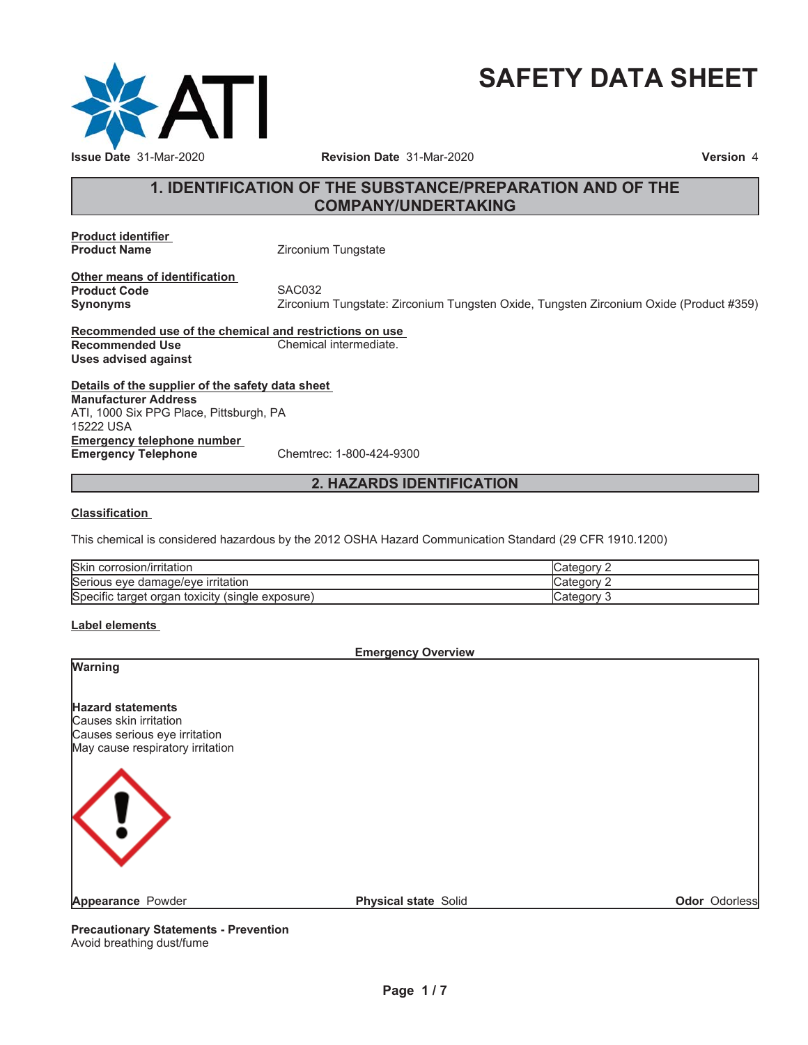# SAFETY DATA SHEET

**Issue Date** 31-Mar-2020 **Revision Date** 31-Mar-2020 **Version** 4

## 1. IDENTIFICATION OF THE SUBSTANCE/PREPARATION AND OF THE COMPANY/UNDERTAKING

**Product identifier**

**Product Name** Zirconium Tungstate

**Other means of identification**

**Product Code** SAC032

**Synonyms** Zirconium Tungstate: Zirconium Tungsten Oxide, Tungsten Zirconium Oxide (Product #359)

**Recommended use of the chemical and restrictions on use**

**Recommended Use** Chemical intermediate.

**Uses advised against**

**Details of the supplier of the safety data sheet**

**Manufacturer Address**
ATI, 1000 Six PPG Place, Pittsburgh, PA
15222 USA

**Emergency telephone number**

**Emergency Telephone** Chemtrec: 1-800-424-9300

## 2. HAZARDS IDENTIFICATION

**Classification**

This chemical is considered hazardous by the 2012 OSHA Hazard Communication Standard (29 CFR 1910.1200)

| | |
|---|---|
| Skin corrosion/irritation | Category 2 |
| Serious eye damage/eye irritation | Category 2 |
| Specific target organ toxicity (single exposure) | Category 3 |

**Label elements**

**Emergency Overview**

**Warning**

**Hazard statements**
Causes skin irritation
Causes serious eye irritation
May cause respiratory irritation

**Appearance** Powder **Physical state** Solid **Odor** Odorless

**Precautionary Statements - Prevention**
Avoid breathing dust/fume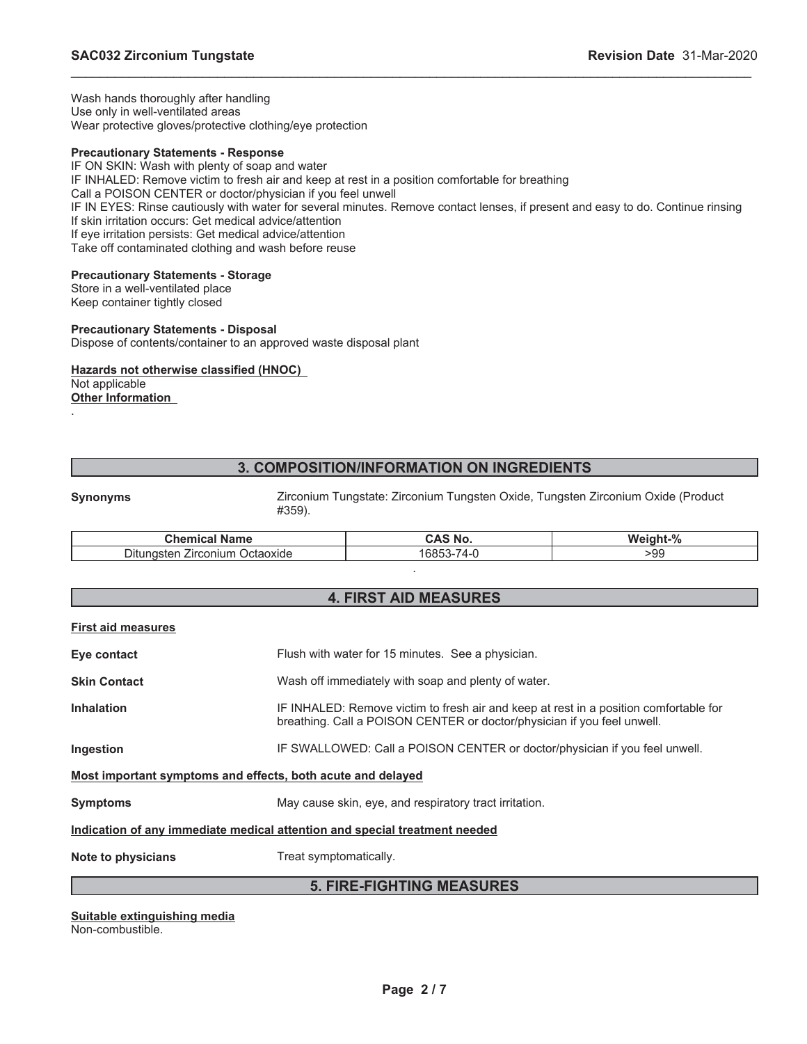Wash hands thoroughly after handling
Use only in well-ventilated areas
Wear protective gloves/protective clothing/eye protection

**Precautionary Statements - Response**
IF ON SKIN: Wash with plenty of soap and water
IF INHALED: Remove victim to fresh air and keep at rest in a position comfortable for breathing
Call a POISON CENTER or doctor/physician if you feel unwell
IF IN EYES: Rinse cautiously with water for several minutes. Remove contact lenses, if present and easy to do. Continue rinsing
If skin irritation occurs: Get medical advice/attention
If eye irritation persists: Get medical advice/attention
Take off contaminated clothing and wash before reuse

**Precautionary Statements - Storage**
Store in a well-ventilated place
Keep container tightly closed

**Precautionary Statements - Disposal**
Dispose of contents/container to an approved waste disposal plant

**Hazards not otherwise classified (HNOC)**
Not applicable
**Other Information**
.

## 3. COMPOSITION/INFORMATION ON INGREDIENTS

**Synonyms** Zirconium Tungstate: Zirconium Tungsten Oxide, Tungsten Zirconium Oxide (Product #359).

| Chemical Name | CAS No. | Weight-% |
|---|---|---|
| Ditungsten Zirconium Octaoxide | 16853-74-0 | >99 |

.

## 4. FIRST AID MEASURES

**First aid measures**

**Eye contact** Flush with water for 15 minutes. See a physician.

**Skin Contact** Wash off immediately with soap and plenty of water.

**Inhalation** IF INHALED: Remove victim to fresh air and keep at rest in a position comfortable for breathing. Call a POISON CENTER or doctor/physician if you feel unwell.

**Ingestion** IF SWALLOWED: Call a POISON CENTER or doctor/physician if you feel unwell.

**Most important symptoms and effects, both acute and delayed**

**Symptoms** May cause skin, eye, and respiratory tract irritation.

**Indication of any immediate medical attention and special treatment needed**

**Note to physicians** Treat symptomatically.

## 5. FIRE-FIGHTING MEASURES

**Suitable extinguishing media**
Non-combustible.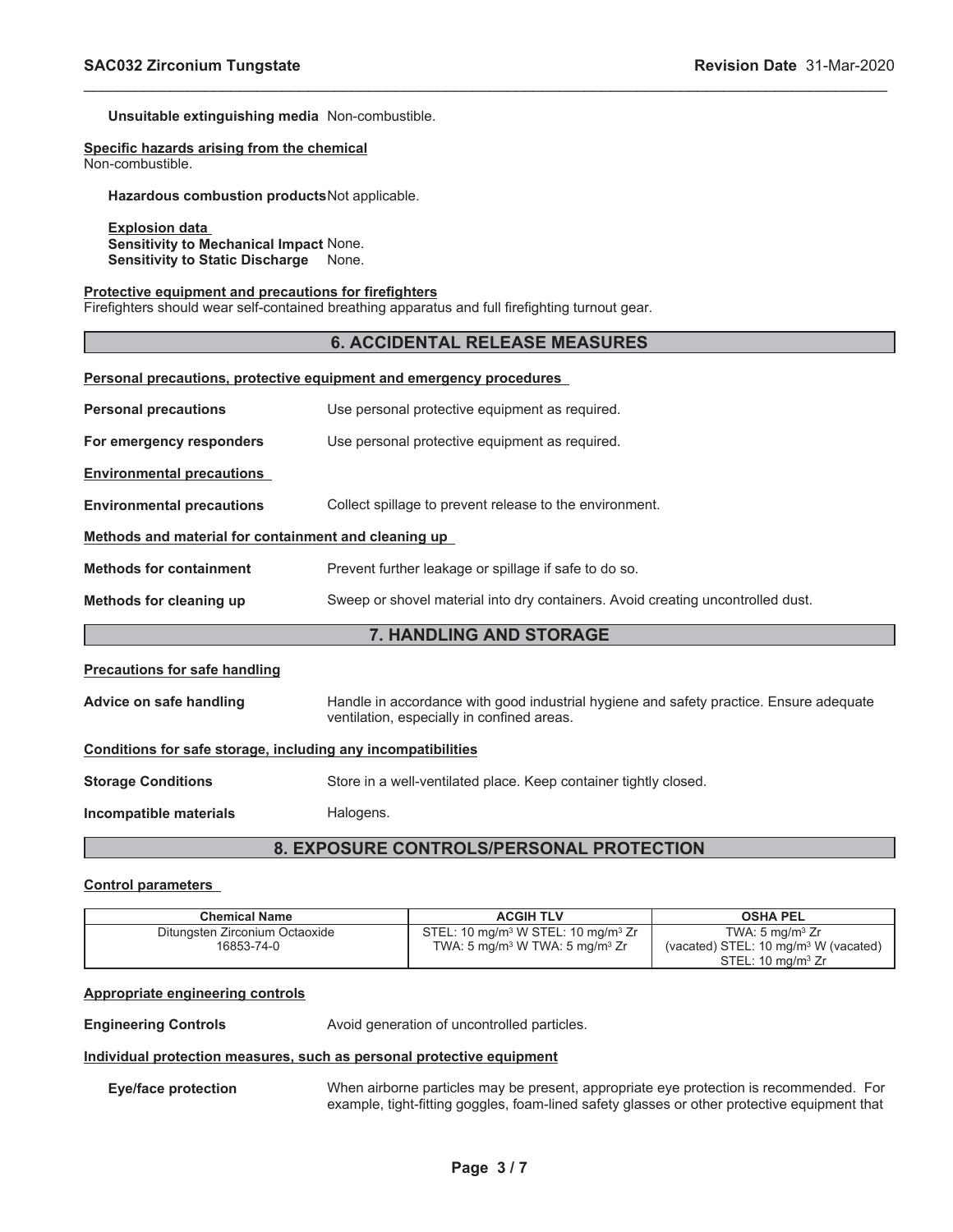**Unsuitable extinguishing media** Non-combustible.

**Specific hazards arising from the chemical**
Non-combustible.

**Hazardous combustion products** Not applicable.

**Explosion data**
**Sensitivity to Mechanical Impact** None.
**Sensitivity to Static Discharge** None.

**Protective equipment and precautions for firefighters**
Firefighters should wear self-contained breathing apparatus and full firefighting turnout gear.

## 6. ACCIDENTAL RELEASE MEASURES

**Personal precautions, protective equipment and emergency procedures**

**Personal precautions** Use personal protective equipment as required.

**For emergency responders** Use personal protective equipment as required.

**Environmental precautions**

**Environmental precautions** Collect spillage to prevent release to the environment.

**Methods and material for containment and cleaning up**

**Methods for containment** Prevent further leakage or spillage if safe to do so.

**Methods for cleaning up** Sweep or shovel material into dry containers. Avoid creating uncontrolled dust.

## 7. HANDLING AND STORAGE

**Precautions for safe handling**

**Advice on safe handling** Handle in accordance with good industrial hygiene and safety practice. Ensure adequate ventilation, especially in confined areas.

**Conditions for safe storage, including any incompatibilities**

**Storage Conditions** Store in a well-ventilated place. Keep container tightly closed.

**Incompatible materials** Halogens.

## 8. EXPOSURE CONTROLS/PERSONAL PROTECTION

**Control parameters**

| Chemical Name | ACGIH TLV | OSHA PEL |
|---|---|---|
| Ditungsten Zirconium Octaoxide 16853-74-0 | STEL: 10 mg/m³ W STEL: 10 mg/m³ Zr TWA: 5 mg/m³ W TWA: 5 mg/m³ Zr | TWA: 5 mg/m³ Zr (vacated) STEL: 10 mg/m³ W (vacated) STEL: 10 mg/m³ Zr |

**Appropriate engineering controls**

**Engineering Controls** Avoid generation of uncontrolled particles.

**Individual protection measures, such as personal protective equipment**

**Eye/face protection** When airborne particles may be present, appropriate eye protection is recommended. For example, tight-fitting goggles, foam-lined safety glasses or other protective equipment that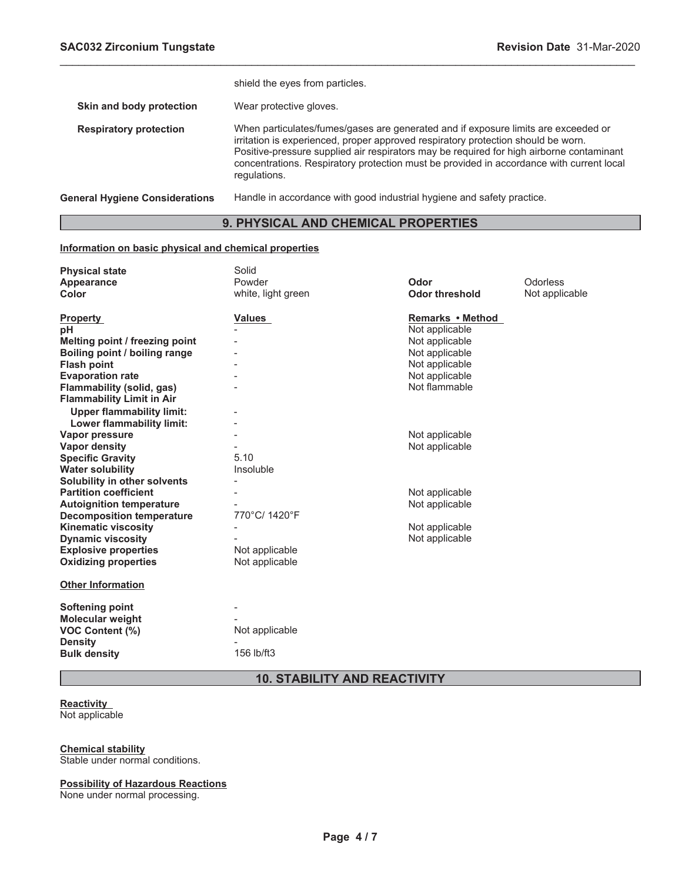| | |
|---|---|
| | shield the eyes from particles. |
| **Skin and body protection** | Wear protective gloves. |
| **Respiratory protection** | When particulates/fumes/gases are generated and if exposure limits are exceeded or irritation is experienced, proper approved respiratory protection should be worn. Positive-pressure supplied air respirators may be required for high airborne contaminant concentrations. Respiratory protection must be provided in accordance with current local regulations. |
| **General Hygiene Considerations** | Handle in accordance with good industrial hygiene and safety practice. |

## 9. PHYSICAL AND CHEMICAL PROPERTIES

**Information on basic physical and chemical properties**

| | | | |
|---|---|---|---|
| **Physical state** | Solid | | |
| **Appearance** | Powder | **Odor** | Odorless |
| **Color** | white, light green | **Odor threshold** | Not applicable |

| **Property** | **Values** | **Remarks • Method** |
|---|---|---|
| **pH** | - | Not applicable |
| **Melting point / freezing point** | - | Not applicable |
| **Boiling point / boiling range** | - | Not applicable |
| **Flash point** | - | Not applicable |
| **Evaporation rate** | - | Not applicable |
| **Flammability (solid, gas)** | - | Not flammable |
| **Flammability Limit in Air** | | |
| **Upper flammability limit:** | - | |
| **Lower flammability limit:** | - | |
| **Vapor pressure** | - | Not applicable |
| **Vapor density** | - | Not applicable |
| **Specific Gravity** | 5.10 | |
| **Water solubility** | Insoluble | |
| **Solubility in other solvents** | - | |
| **Partition coefficient** | - | Not applicable |
| **Autoignition temperature** | - | Not applicable |
| **Decomposition temperature** | 770°C/ 1420°F | |
| **Kinematic viscosity** | - | Not applicable |
| **Dynamic viscosity** | - | Not applicable |
| **Explosive properties** | Not applicable | |
| **Oxidizing properties** | Not applicable | |

**Other Information**

| | |
|---|---|
| **Softening point** | - |
| **Molecular weight** | - |
| **VOC Content (%)** | Not applicable |
| **Density** | - |
| **Bulk density** | 156 lb/ft3 |

## 10. STABILITY AND REACTIVITY

**Reactivity**
Not applicable

**Chemical stability**
Stable under normal conditions.

**Possibility of Hazardous Reactions**
None under normal processing.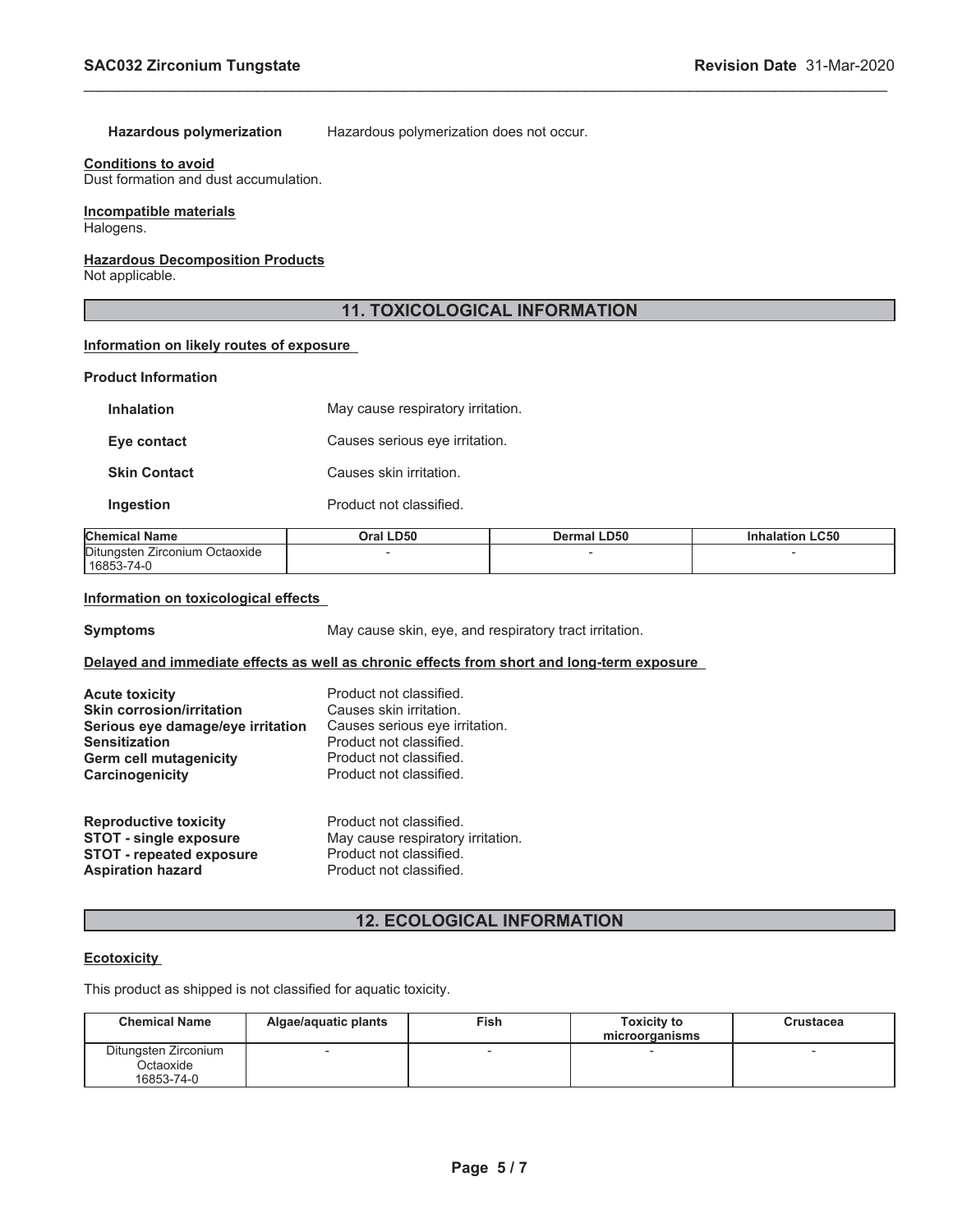**Hazardous polymerization** Hazardous polymerization does not occur.

**Conditions to avoid**
Dust formation and dust accumulation.

**Incompatible materials**
Halogens.

**Hazardous Decomposition Products**
Not applicable.

## 11. TOXICOLOGICAL INFORMATION

**Information on likely routes of exposure**

**Product Information**

**Inhalation** May cause respiratory irritation.

**Eye contact** Causes serious eye irritation.

**Skin Contact** Causes skin irritation.

**Ingestion** Product not classified.

| Chemical Name | Oral LD50 | Dermal LD50 | Inhalation LC50 |
|---|---|---|---|
| Ditungsten Zirconium Octaoxide 16853-74-0 | - | - | - |

**Information on toxicological effects**

**Symptoms** May cause skin, eye, and respiratory tract irritation.

**Delayed and immediate effects as well as chronic effects from short and long-term exposure**

**Acute toxicity** Product not classified.
**Skin corrosion/irritation** Causes skin irritation.
**Serious eye damage/eye irritation** Causes serious eye irritation.
**Sensitization** Product not classified.
**Germ cell mutagenicity** Product not classified.
**Carcinogenicity** Product not classified.

**Reproductive toxicity** Product not classified.
**STOT - single exposure** May cause respiratory irritation.
**STOT - repeated exposure** Product not classified.
**Aspiration hazard** Product not classified.

## 12. ECOLOGICAL INFORMATION

**Ecotoxicity**

This product as shipped is not classified for aquatic toxicity.

| Chemical Name | Algae/aquatic plants | Fish | Toxicity to microorganisms | Crustacea |
|---|---|---|---|---|
| Ditungsten Zirconium Octaoxide 16853-74-0 | - | - | - | - |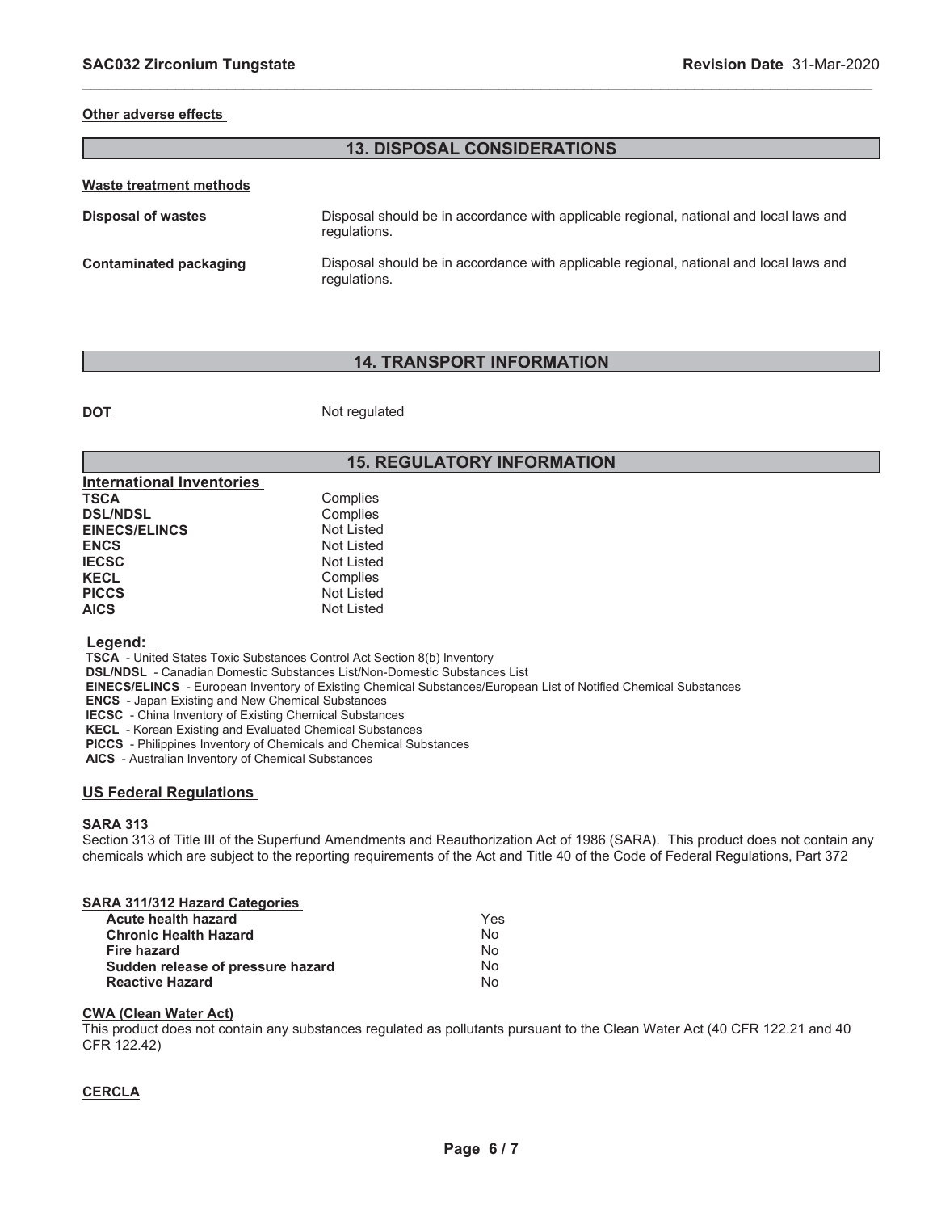**Other adverse effects**

## 13. DISPOSAL CONSIDERATIONS

**Waste treatment methods**

| | |
|---|---|
| **Disposal of wastes** | Disposal should be in accordance with applicable regional, national and local laws and regulations. |
| **Contaminated packaging** | Disposal should be in accordance with applicable regional, national and local laws and regulations. |

## 14. TRANSPORT INFORMATION

**DOT** Not regulated

## 15. REGULATORY INFORMATION

**International Inventories**

| | |
|---|---|
| **TSCA** | Complies |
| **DSL/NDSL** | Complies |
| **EINECS/ELINCS** | Not Listed |
| **ENCS** | Not Listed |
| **IECSC** | Not Listed |
| **KECL** | Complies |
| **PICCS** | Not Listed |
| **AICS** | Not Listed |

**Legend:**

**TSCA** - United States Toxic Substances Control Act Section 8(b) Inventory
**DSL/NDSL** - Canadian Domestic Substances List/Non-Domestic Substances List
**EINECS/ELINCS** - European Inventory of Existing Chemical Substances/European List of Notified Chemical Substances
**ENCS** - Japan Existing and New Chemical Substances
**IECSC** - China Inventory of Existing Chemical Substances
**KECL** - Korean Existing and Evaluated Chemical Substances
**PICCS** - Philippines Inventory of Chemicals and Chemical Substances
**AICS** - Australian Inventory of Chemical Substances

**US Federal Regulations**

**SARA 313**

Section 313 of Title III of the Superfund Amendments and Reauthorization Act of 1986 (SARA). This product does not contain any chemicals which are subject to the reporting requirements of the Act and Title 40 of the Code of Federal Regulations, Part 372

**SARA 311/312 Hazard Categories**

| | |
|---|---|
| **Acute health hazard** | Yes |
| **Chronic Health Hazard** | No |
| **Fire hazard** | No |
| **Sudden release of pressure hazard** | No |
| **Reactive Hazard** | No |

**CWA (Clean Water Act)**

This product does not contain any substances regulated as pollutants pursuant to the Clean Water Act (40 CFR 122.21 and 40 CFR 122.42)

**CERCLA**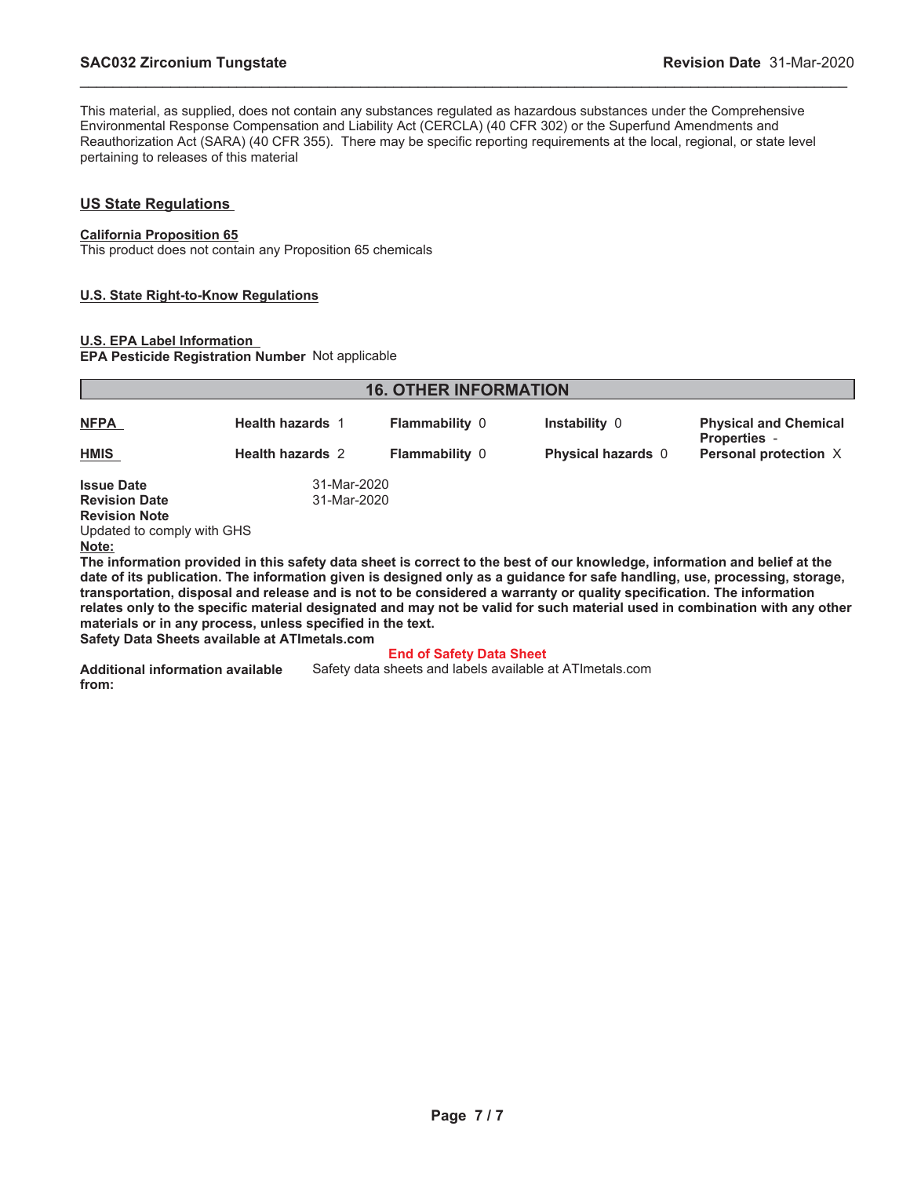This material, as supplied, does not contain any substances regulated as hazardous substances under the Comprehensive Environmental Response Compensation and Liability Act (CERCLA) (40 CFR 302) or the Superfund Amendments and Reauthorization Act (SARA) (40 CFR 355). There may be specific reporting requirements at the local, regional, or state level pertaining to releases of this material

### US State Regulations

**California Proposition 65**
This product does not contain any Proposition 65 chemicals

**U.S. State Right-to-Know Regulations**

**U.S. EPA Label Information**
**EPA Pesticide Registration Number** Not applicable

## 16. OTHER INFORMATION

| | | | | |
|---|---|---|---|---|
| **NFPA** | **Health hazards** 1 | **Flammability** 0 | **Instability** 0 | **Physical and Chemical Properties** - |
| **HMIS** | **Health hazards** 2 | **Flammability** 0 | **Physical hazards** 0 | **Personal protection** X |

**Issue Date** 31-Mar-2020
**Revision Date** 31-Mar-2020
**Revision Note**
Updated to comply with GHS

**Note:**
**The information provided in this safety data sheet is correct to the best of our knowledge, information and belief at the date of its publication. The information given is designed only as a guidance for safe handling, use, processing, storage, transportation, disposal and release and is not to be considered a warranty or quality specification. The information relates only to the specific material designated and may not be valid for such material used in combination with any other materials or in any process, unless specified in the text.**
**Safety Data Sheets available at ATImetals.com**

**End of Safety Data Sheet**

**Additional information available from:** Safety data sheets and labels available at ATImetals.com